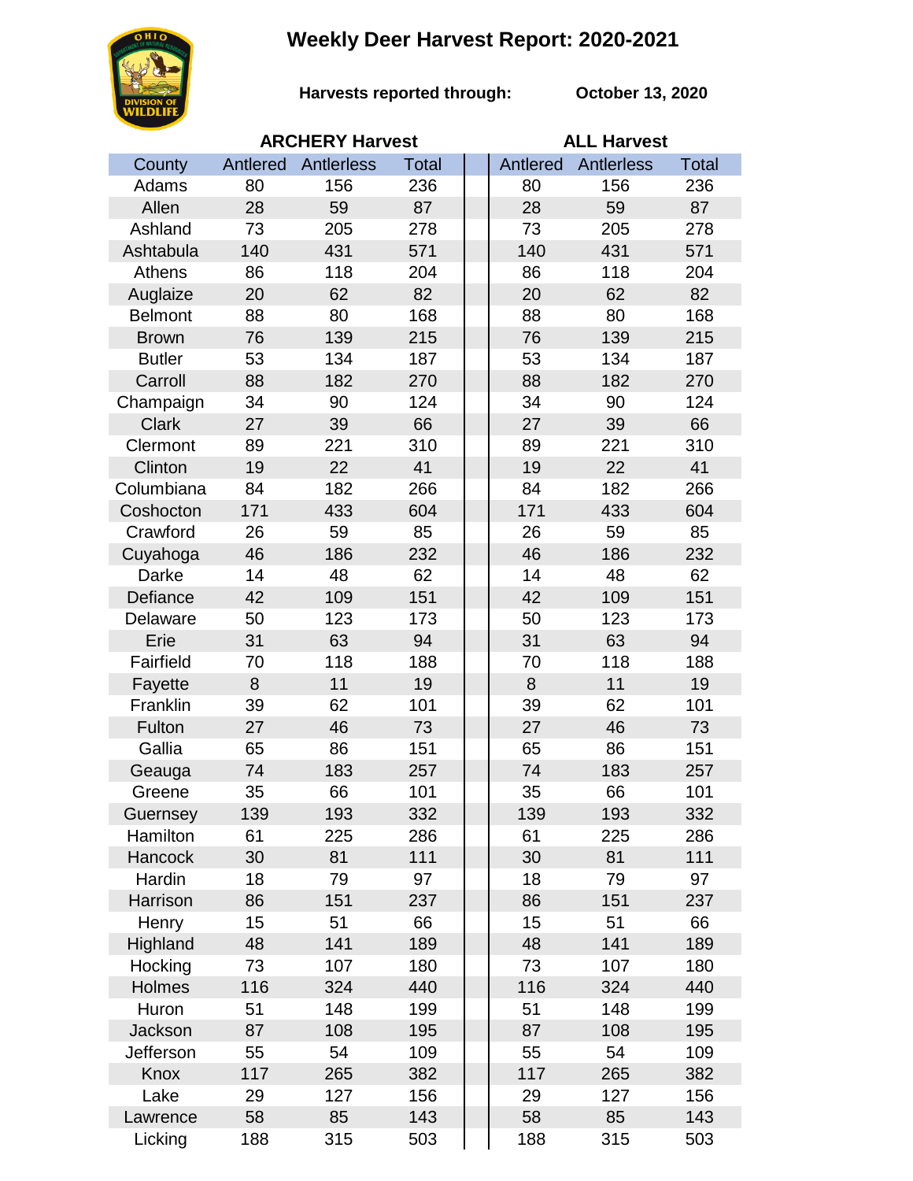# Weekly Deer Harvest Report: 2020-2021

**Harvests reported through:** **October 13, 2020**

| County | ARCHERY Harvest | | | ALL Harvest | | |
|---|---|---|---|---|---|---|
| | Antlered | Antlerless | Total | Antlered | Antlerless | Total |
| Adams | 80 | 156 | 236 | 80 | 156 | 236 |
| Allen | 28 | 59 | 87 | 28 | 59 | 87 |
| Ashland | 73 | 205 | 278 | 73 | 205 | 278 |
| Ashtabula | 140 | 431 | 571 | 140 | 431 | 571 |
| Athens | 86 | 118 | 204 | 86 | 118 | 204 |
| Auglaize | 20 | 62 | 82 | 20 | 62 | 82 |
| Belmont | 88 | 80 | 168 | 88 | 80 | 168 |
| Brown | 76 | 139 | 215 | 76 | 139 | 215 |
| Butler | 53 | 134 | 187 | 53 | 134 | 187 |
| Carroll | 88 | 182 | 270 | 88 | 182 | 270 |
| Champaign | 34 | 90 | 124 | 34 | 90 | 124 |
| Clark | 27 | 39 | 66 | 27 | 39 | 66 |
| Clermont | 89 | 221 | 310 | 89 | 221 | 310 |
| Clinton | 19 | 22 | 41 | 19 | 22 | 41 |
| Columbiana | 84 | 182 | 266 | 84 | 182 | 266 |
| Coshocton | 171 | 433 | 604 | 171 | 433 | 604 |
| Crawford | 26 | 59 | 85 | 26 | 59 | 85 |
| Cuyahoga | 46 | 186 | 232 | 46 | 186 | 232 |
| Darke | 14 | 48 | 62 | 14 | 48 | 62 |
| Defiance | 42 | 109 | 151 | 42 | 109 | 151 |
| Delaware | 50 | 123 | 173 | 50 | 123 | 173 |
| Erie | 31 | 63 | 94 | 31 | 63 | 94 |
| Fairfield | 70 | 118 | 188 | 70 | 118 | 188 |
| Fayette | 8 | 11 | 19 | 8 | 11 | 19 |
| Franklin | 39 | 62 | 101 | 39 | 62 | 101 |
| Fulton | 27 | 46 | 73 | 27 | 46 | 73 |
| Gallia | 65 | 86 | 151 | 65 | 86 | 151 |
| Geauga | 74 | 183 | 257 | 74 | 183 | 257 |
| Greene | 35 | 66 | 101 | 35 | 66 | 101 |
| Guernsey | 139 | 193 | 332 | 139 | 193 | 332 |
| Hamilton | 61 | 225 | 286 | 61 | 225 | 286 |
| Hancock | 30 | 81 | 111 | 30 | 81 | 111 |
| Hardin | 18 | 79 | 97 | 18 | 79 | 97 |
| Harrison | 86 | 151 | 237 | 86 | 151 | 237 |
| Henry | 15 | 51 | 66 | 15 | 51 | 66 |
| Highland | 48 | 141 | 189 | 48 | 141 | 189 |
| Hocking | 73 | 107 | 180 | 73 | 107 | 180 |
| Holmes | 116 | 324 | 440 | 116 | 324 | 440 |
| Huron | 51 | 148 | 199 | 51 | 148 | 199 |
| Jackson | 87 | 108 | 195 | 87 | 108 | 195 |
| Jefferson | 55 | 54 | 109 | 55 | 54 | 109 |
| Knox | 117 | 265 | 382 | 117 | 265 | 382 |
| Lake | 29 | 127 | 156 | 29 | 127 | 156 |
| Lawrence | 58 | 85 | 143 | 58 | 85 | 143 |
| Licking | 188 | 315 | 503 | 188 | 315 | 503 |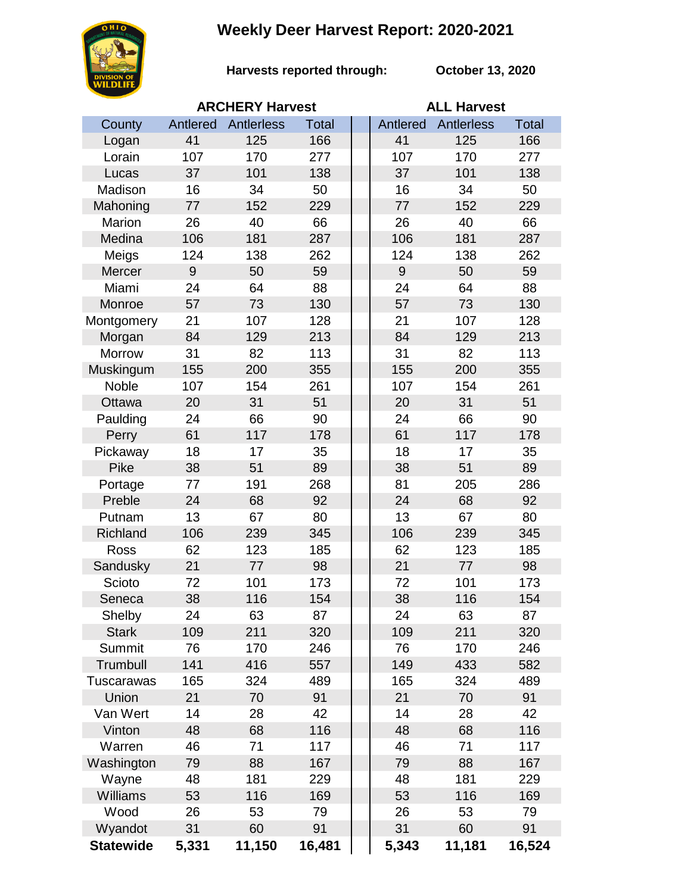# Weekly Deer Harvest Report: 2020-2021

**Harvests reported through:** October 13, 2020

| | ARCHERY Harvest | | | ALL Harvest | | |
|---|---|---|---|---|---|---|
| County | Antlered | Antlerless | Total | Antlered | Antlerless | Total |
| Logan | 41 | 125 | 166 | 41 | 125 | 166 |
| Lorain | 107 | 170 | 277 | 107 | 170 | 277 |
| Lucas | 37 | 101 | 138 | 37 | 101 | 138 |
| Madison | 16 | 34 | 50 | 16 | 34 | 50 |
| Mahoning | 77 | 152 | 229 | 77 | 152 | 229 |
| Marion | 26 | 40 | 66 | 26 | 40 | 66 |
| Medina | 106 | 181 | 287 | 106 | 181 | 287 |
| Meigs | 124 | 138 | 262 | 124 | 138 | 262 |
| Mercer | 9 | 50 | 59 | 9 | 50 | 59 |
| Miami | 24 | 64 | 88 | 24 | 64 | 88 |
| Monroe | 57 | 73 | 130 | 57 | 73 | 130 |
| Montgomery | 21 | 107 | 128 | 21 | 107 | 128 |
| Morgan | 84 | 129 | 213 | 84 | 129 | 213 |
| Morrow | 31 | 82 | 113 | 31 | 82 | 113 |
| Muskingum | 155 | 200 | 355 | 155 | 200 | 355 |
| Noble | 107 | 154 | 261 | 107 | 154 | 261 |
| Ottawa | 20 | 31 | 51 | 20 | 31 | 51 |
| Paulding | 24 | 66 | 90 | 24 | 66 | 90 |
| Perry | 61 | 117 | 178 | 61 | 117 | 178 |
| Pickaway | 18 | 17 | 35 | 18 | 17 | 35 |
| Pike | 38 | 51 | 89 | 38 | 51 | 89 |
| Portage | 77 | 191 | 268 | 81 | 205 | 286 |
| Preble | 24 | 68 | 92 | 24 | 68 | 92 |
| Putnam | 13 | 67 | 80 | 13 | 67 | 80 |
| Richland | 106 | 239 | 345 | 106 | 239 | 345 |
| Ross | 62 | 123 | 185 | 62 | 123 | 185 |
| Sandusky | 21 | 77 | 98 | 21 | 77 | 98 |
| Scioto | 72 | 101 | 173 | 72 | 101 | 173 |
| Seneca | 38 | 116 | 154 | 38 | 116 | 154 |
| Shelby | 24 | 63 | 87 | 24 | 63 | 87 |
| Stark | 109 | 211 | 320 | 109 | 211 | 320 |
| Summit | 76 | 170 | 246 | 76 | 170 | 246 |
| Trumbull | 141 | 416 | 557 | 149 | 433 | 582 |
| Tuscarawas | 165 | 324 | 489 | 165 | 324 | 489 |
| Union | 21 | 70 | 91 | 21 | 70 | 91 |
| Van Wert | 14 | 28 | 42 | 14 | 28 | 42 |
| Vinton | 48 | 68 | 116 | 48 | 68 | 116 |
| Warren | 46 | 71 | 117 | 46 | 71 | 117 |
| Washington | 79 | 88 | 167 | 79 | 88 | 167 |
| Wayne | 48 | 181 | 229 | 48 | 181 | 229 |
| Williams | 53 | 116 | 169 | 53 | 116 | 169 |
| Wood | 26 | 53 | 79 | 26 | 53 | 79 |
| Wyandot | 31 | 60 | 91 | 31 | 60 | 91 |
| **Statewide** | **5,331** | **11,150** | **16,481** | **5,343** | **11,181** | **16,524** |